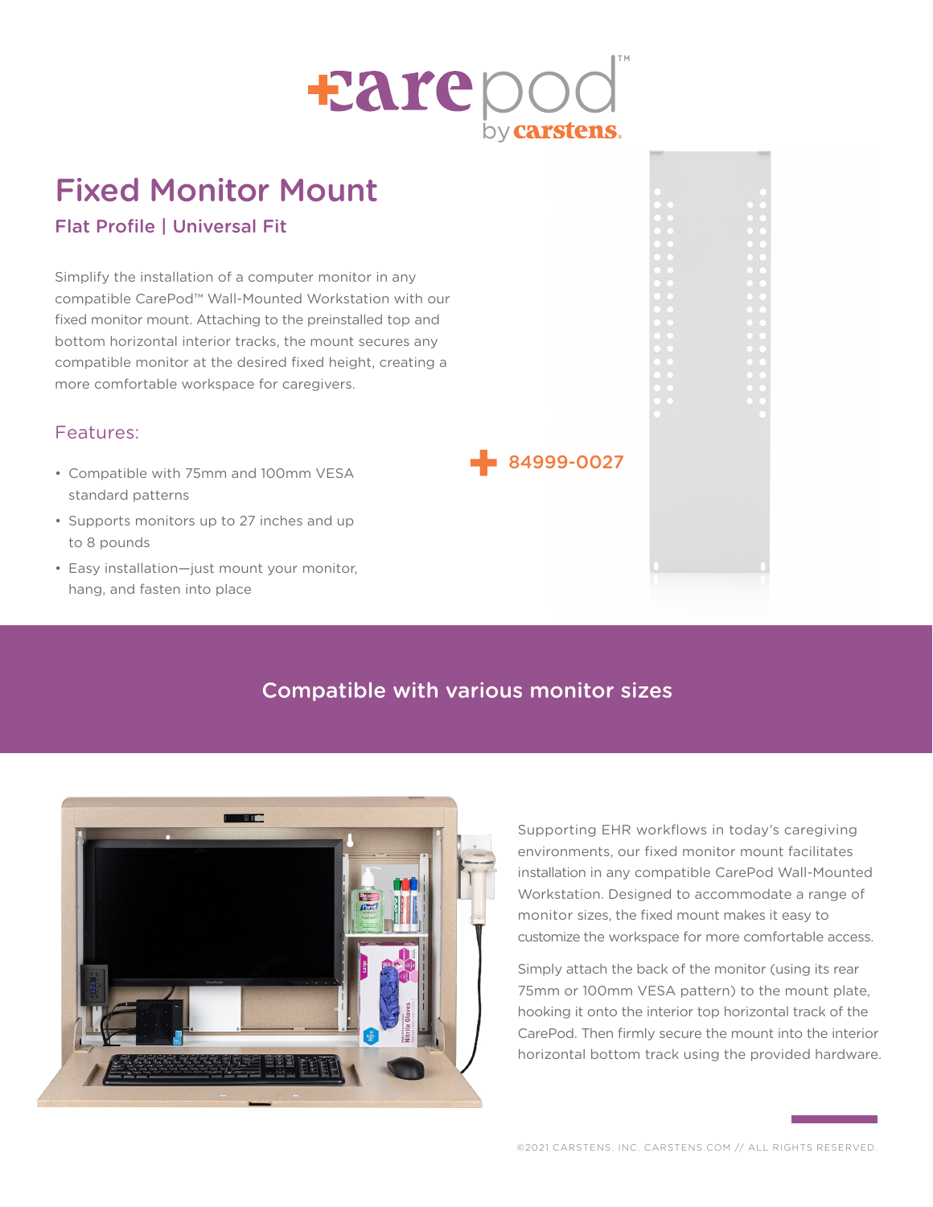carepod™ by carstens.

# Fixed Monitor Mount

## Flat Profile | Universal Fit

Simplify the installation of a computer monitor in any compatible CarePod™ Wall-Mounted Workstation with our fixed monitor mount. Attaching to the preinstalled top and bottom horizontal interior tracks, the mount secures any compatible monitor at the desired fixed height, creating a more comfortable workspace for caregivers.

### Features:

- Compatible with 75mm and 100mm VESA standard patterns
- Supports monitors up to 27 inches and up to 8 pounds
- Easy installation—just mount your monitor, hang, and fasten into place

84999-0027

## Compatible with various monitor sizes

Supporting EHR workflows in today's caregiving environments, our fixed monitor mount facilitates installation in any compatible CarePod Wall-Mounted Workstation. Designed to accommodate a range of monitor sizes, the fixed mount makes it easy to customize the workspace for more comfortable access.

Simply attach the back of the monitor (using its rear 75mm or 100mm VESA pattern) to the mount plate, hooking it onto the interior top horizontal track of the CarePod. Then firmly secure the mount into the interior horizontal bottom track using the provided hardware.

©2021 CARSTENS, INC. CARSTENS.COM // ALL RIGHTS RESERVED.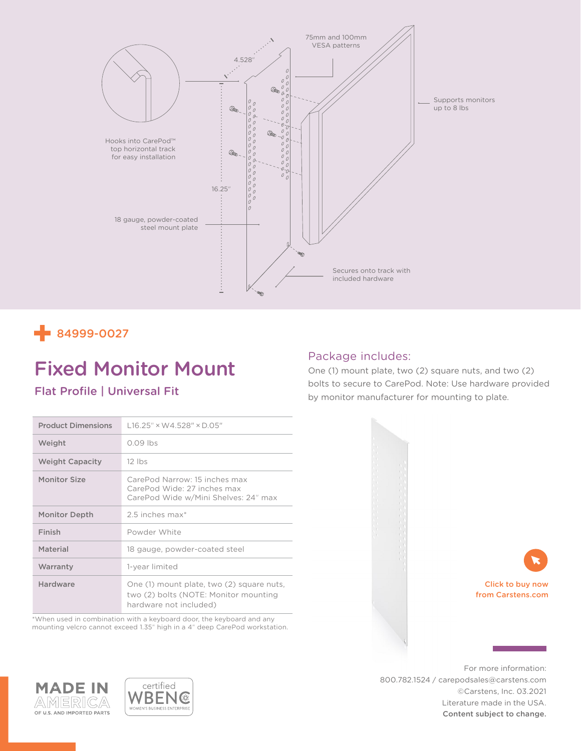75mm and 100mm VESA patterns

4.528"

Supports monitors up to 8 lbs

Hooks into CarePod™ top horizontal track for easy installation

16.25"

18 gauge, powder-coated steel mount plate

Secures onto track with included hardware

84999-0027

# Fixed Monitor Mount

## Flat Profile | Universal Fit

| | |
|---|---|
| **Product Dimensions** | L16.25" × W4.528" × D.05" |
| **Weight** | 0.09 lbs |
| **Weight Capacity** | 12 lbs |
| **Monitor Size** | CarePod Narrow: 15 inches max<br>CarePod Wide: 27 inches max<br>CarePod Wide w/Mini Shelves: 24" max |
| **Monitor Depth** | 2.5 inches max* |
| **Finish** | Powder White |
| **Material** | 18 gauge, powder-coated steel |
| **Warranty** | 1-year limited |
| **Hardware** | One (1) mount plate, two (2) square nuts, two (2) bolts (NOTE: Monitor mounting hardware not included) |

*When used in combination with a keyboard door, the keyboard and any mounting velcro cannot exceed 1.35" high in a 4" deep CarePod workstation.

## Package includes:

One (1) mount plate, two (2) square nuts, and two (2) bolts to secure to CarePod. Note: Use hardware provided by monitor manufacturer for mounting to plate.

Click to buy now from Carstens.com

MADE IN AMERICA OF U.S. AND IMPORTED PARTS

certified WBENC WOMEN'S BUSINESS ENTERPRISE

For more information:
800.782.1524 / carepodsales@carstens.com
©Carstens, Inc. 03.2021
Literature made in the USA.
**Content subject to change.**